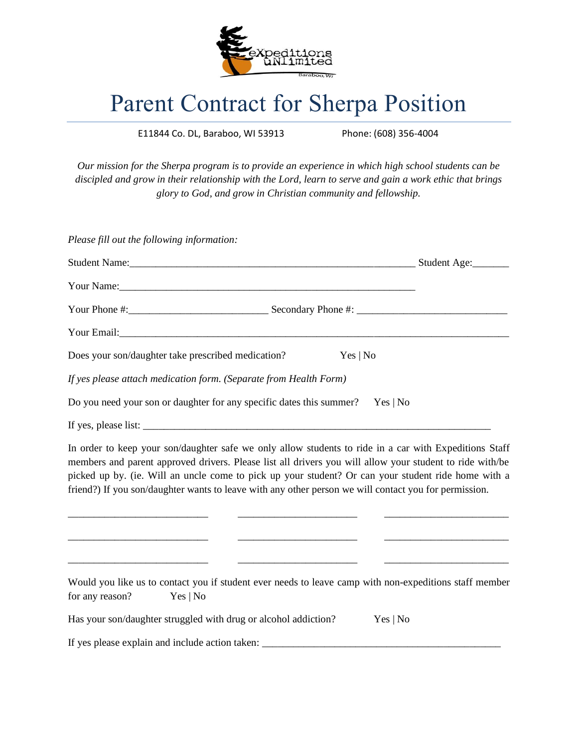# Parent Contract for Sherpa Position

E11844 Co. DL, Baraboo, WI 53913 Phone: (608) 356-4004

*Our mission for the Sherpa program is to provide an experience in which high school students can be discipled and grow in their relationship with the Lord, learn to serve and gain a work ethic that brings glory to God, and grow in Christian community and fellowship.*

*Please fill out the following information:*

Student Name:_______________________________________________________ Student Age:_______

Your Name:_________________________________________________________

Your Phone #:__________________________ Secondary Phone #: ____________________________

Your Email:___________________________________________________________________________

Does your son/daughter take prescribed medication? Yes | No

*If yes please attach medication form. (Separate from Health Form)*

Do you need your son or daughter for any specific dates this summer? Yes | No

If yes, please list: ____________________________________________________________________

In order to keep your son/daughter safe we only allow students to ride in a car with Expeditions Staff members and parent approved drivers. Please list all drivers you will allow your student to ride with/be picked up by. (ie. Will an uncle come to pick up your student? Or can your student ride home with a friend?) If you son/daughter wants to leave with any other person we will contact you for permission.

___________________________ ______________________ _______________________

___________________________ ______________________ _______________________

___________________________ ______________________ _______________________

Would you like us to contact you if student ever needs to leave camp with non-expeditions staff member for any reason? Yes | No

Has your son/daughter struggled with drug or alcohol addiction? Yes | No

If yes please explain and include action taken: ______________________________________________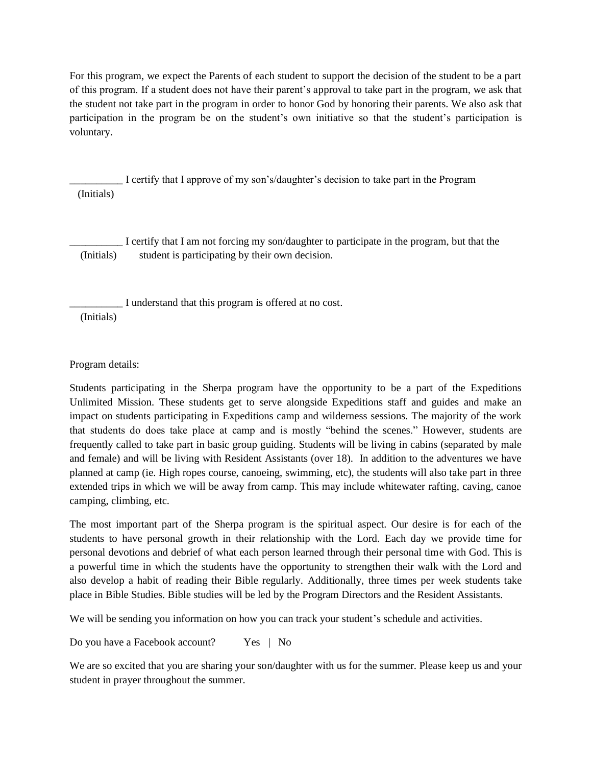For this program, we expect the Parents of each student to support the decision of the student to be a part of this program. If a student does not have their parent's approval to take part in the program, we ask that the student not take part in the program in order to honor God by honoring their parents. We also ask that participation in the program be on the student's own initiative so that the student's participation is voluntary.

__________ I certify that I approve of my son's/daughter's decision to take part in the Program
(Initials)

__________ I certify that I am not forcing my son/daughter to participate in the program, but that the student is participating by their own decision.
(Initials)

__________ I understand that this program is offered at no cost.
(Initials)

Program details:

Students participating in the Sherpa program have the opportunity to be a part of the Expeditions Unlimited Mission. These students get to serve alongside Expeditions staff and guides and make an impact on students participating in Expeditions camp and wilderness sessions. The majority of the work that students do does take place at camp and is mostly "behind the scenes." However, students are frequently called to take part in basic group guiding. Students will be living in cabins (separated by male and female) and will be living with Resident Assistants (over 18). In addition to the adventures we have planned at camp (ie. High ropes course, canoeing, swimming, etc), the students will also take part in three extended trips in which we will be away from camp. This may include whitewater rafting, caving, canoe camping, climbing, etc.

The most important part of the Sherpa program is the spiritual aspect. Our desire is for each of the students to have personal growth in their relationship with the Lord. Each day we provide time for personal devotions and debrief of what each person learned through their personal time with God. This is a powerful time in which the students have the opportunity to strengthen their walk with the Lord and also develop a habit of reading their Bible regularly. Additionally, three times per week students take place in Bible Studies. Bible studies will be led by the Program Directors and the Resident Assistants.

We will be sending you information on how you can track your student's schedule and activities.

Do you have a Facebook account? Yes | No

We are so excited that you are sharing your son/daughter with us for the summer. Please keep us and your student in prayer throughout the summer.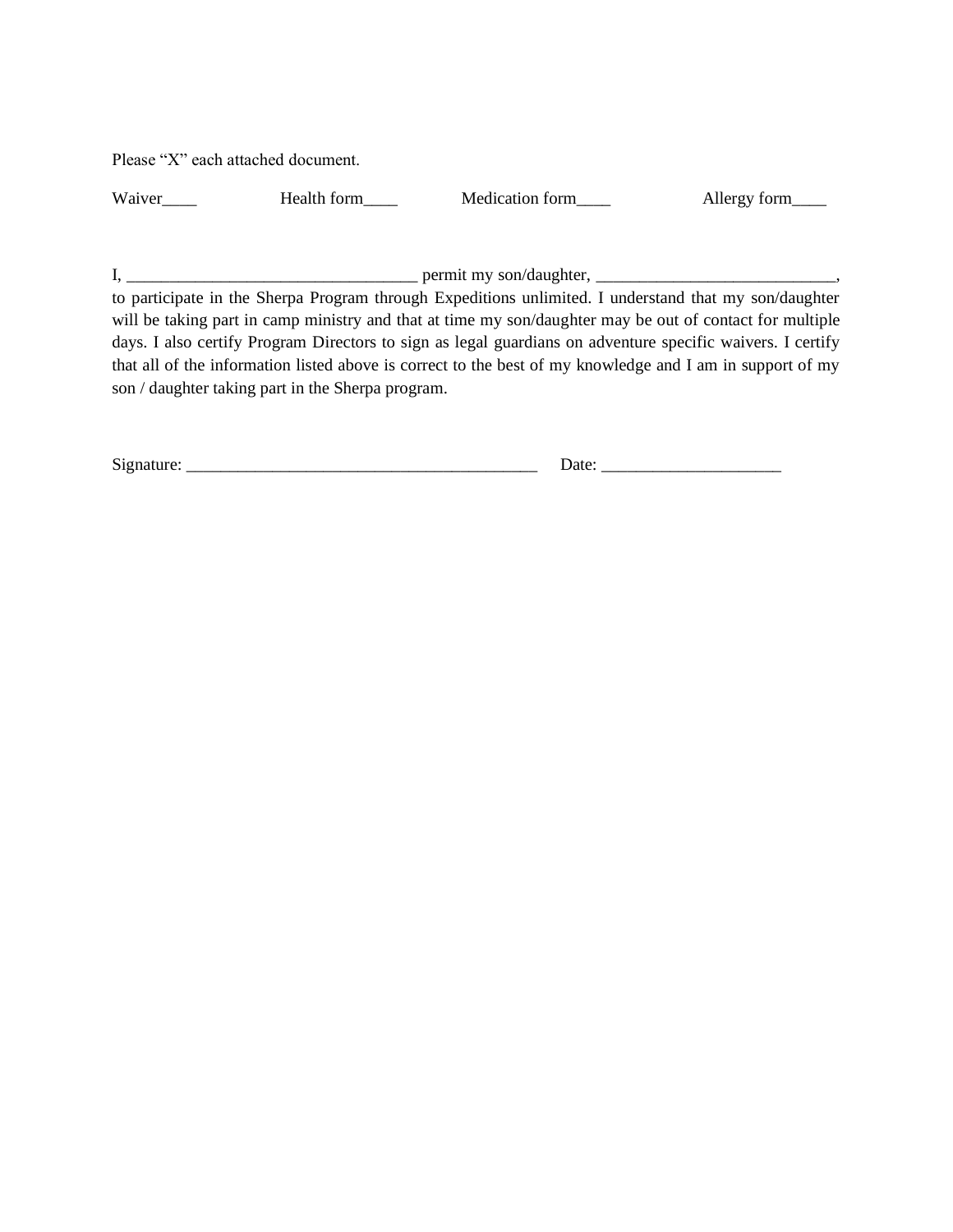Please “X” each attached document.

Waiver____ Health form____ Medication form____ Allergy form____

I, _________________________________ permit my son/daughter, ___________________________, to participate in the Sherpa Program through Expeditions unlimited. I understand that my son/daughter will be taking part in camp ministry and that at time my son/daughter may be out of contact for multiple days. I also certify Program Directors to sign as legal guardians on adventure specific waivers. I certify that all of the information listed above is correct to the best of my knowledge and I am in support of my son / daughter taking part in the Sherpa program.

Signature: _________________________________________ Date: ____________________